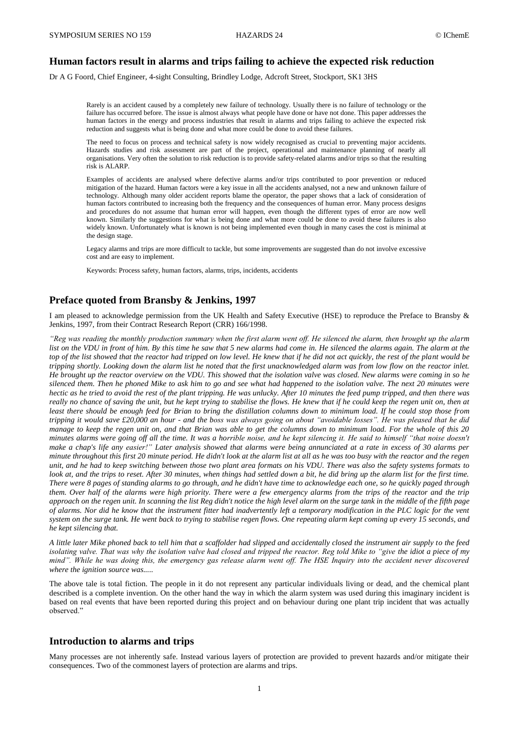# Human factors result in alarms and trips failing to achieve the expected risk reduction

Dr A G Foord, Chief Engineer, 4-sight Consulting, Brindley Lodge, Adcroft Street, Stockport, SK1 3HS

Rarely is an accident caused by a completely new failure of technology. Usually there is no failure of technology or the failure has occurred before. The issue is almost always what people have done or have not done. This paper addresses the human factors in the energy and process industries that result in alarms and trips failing to achieve the expected risk reduction and suggests what is being done and what more could be done to avoid these failures.

The need to focus on process and technical safety is now widely recognised as crucial to preventing major accidents. Hazards studies and risk assessment are part of the project, operational and maintenance planning of nearly all organisations. Very often the solution to risk reduction is to provide safety-related alarms and/or trips so that the resulting risk is ALARP.

Examples of accidents are analysed where defective alarms and/or trips contributed to poor prevention or reduced mitigation of the hazard. Human factors were a key issue in all the accidents analysed, not a new and unknown failure of technology. Although many older accident reports blame the operator, the paper shows that a lack of consideration of human factors contributed to increasing both the frequency and the consequences of human error. Many process designs and procedures do not assume that human error will happen, even though the different types of error are now well known. Similarly the suggestions for what is being done and what more could be done to avoid these failures is also widely known. Unfortunately what is known is not being implemented even though in many cases the cost is minimal at the design stage.

Legacy alarms and trips are more difficult to tackle, but some improvements are suggested than do not involve excessive cost and are easy to implement.

Keywords: Process safety, human factors, alarms, trips, incidents, accidents

## Preface quoted from Bransby & Jenkins, 1997

I am pleased to acknowledge permission from the UK Health and Safety Executive (HSE) to reproduce the Preface to Bransby & Jenkins, 1997, from their Contract Research Report (CRR) 166/1998.

*"Reg was reading the monthly production summary when the first alarm went off. He silenced the alarm, then brought up the alarm list on the VDU in front of him. By this time he saw that 5 new alarms had come in. He silenced the alarms again. The alarm at the top of the list showed that the reactor had tripped on low level. He knew that if he did not act quickly, the rest of the plant would be tripping shortly. Looking down the alarm list he noted that the first unacknowledged alarm was from low flow on the reactor inlet. He brought up the reactor overview on the VDU. This showed that the isolation valve was closed. New alarms were coming in so he silenced them. Then he phoned Mike to ask him to go and see what had happened to the isolation valve. The next 20 minutes were hectic as he tried to avoid the rest of the plant tripping. He was unlucky. After 10 minutes the feed pump tripped, and then there was really no chance of saving the unit, but he kept trying to stabilise the flows. He knew that if he could keep the regen unit on, then at least there should be enough feed for Brian to bring the distillation columns down to minimum load. If he could stop those from tripping it would save £20,000 an hour - and the boss was always going on about "avoidable losses". He was pleased that he did manage to keep the regen unit on, and that Brian was able to get the columns down to minimum load. For the whole of this 20 minutes alarms were going off all the time. It was a horrible noise, and he kept silencing it. He said to himself "that noise doesn't make a chap's life any easier!" Later analysis showed that alarms were being annunciated at a rate in excess of 30 alarms per minute throughout this first 20 minute period. He didn't look at the alarm list at all as he was too busy with the reactor and the regen unit, and he had to keep switching between those two plant area formats on his VDU. There was also the safety systems formats to look at, and the trips to reset. After 30 minutes, when things had settled down a bit, he did bring up the alarm list for the first time. There were 8 pages of standing alarms to go through, and he didn't have time to acknowledge each one, so he quickly paged through them. Over half of the alarms were high priority. There were a few emergency alarms from the trips of the reactor and the trip approach on the regen unit. In scanning the list Reg didn't notice the high level alarm on the surge tank in the middle of the fifth page of alarms. Nor did he know that the instrument fitter had inadvertently left a temporary modification in the PLC logic for the vent system on the surge tank. He went back to trying to stabilise regen flows. One repeating alarm kept coming up every 15 seconds, and he kept silencing that.*

*A little later Mike phoned back to tell him that a scaffolder had slipped and accidentally closed the instrument air supply to the feed isolating valve. That was why the isolation valve had closed and tripped the reactor. Reg told Mike to "give the idiot a piece of my mind". While he was doing this, the emergency gas release alarm went off. The HSE Inquiry into the accident never discovered where the ignition source was.....*

The above tale is total fiction. The people in it do not represent any particular individuals living or dead, and the chemical plant described is a complete invention. On the other hand the way in which the alarm system was used during this imaginary incident is based on real events that have been reported during this project and on behaviour during one plant trip incident that was actually observed."

## Introduction to alarms and trips

Many processes are not inherently safe. Instead various layers of protection are provided to prevent hazards and/or mitigate their consequences. Two of the commonest layers of protection are alarms and trips.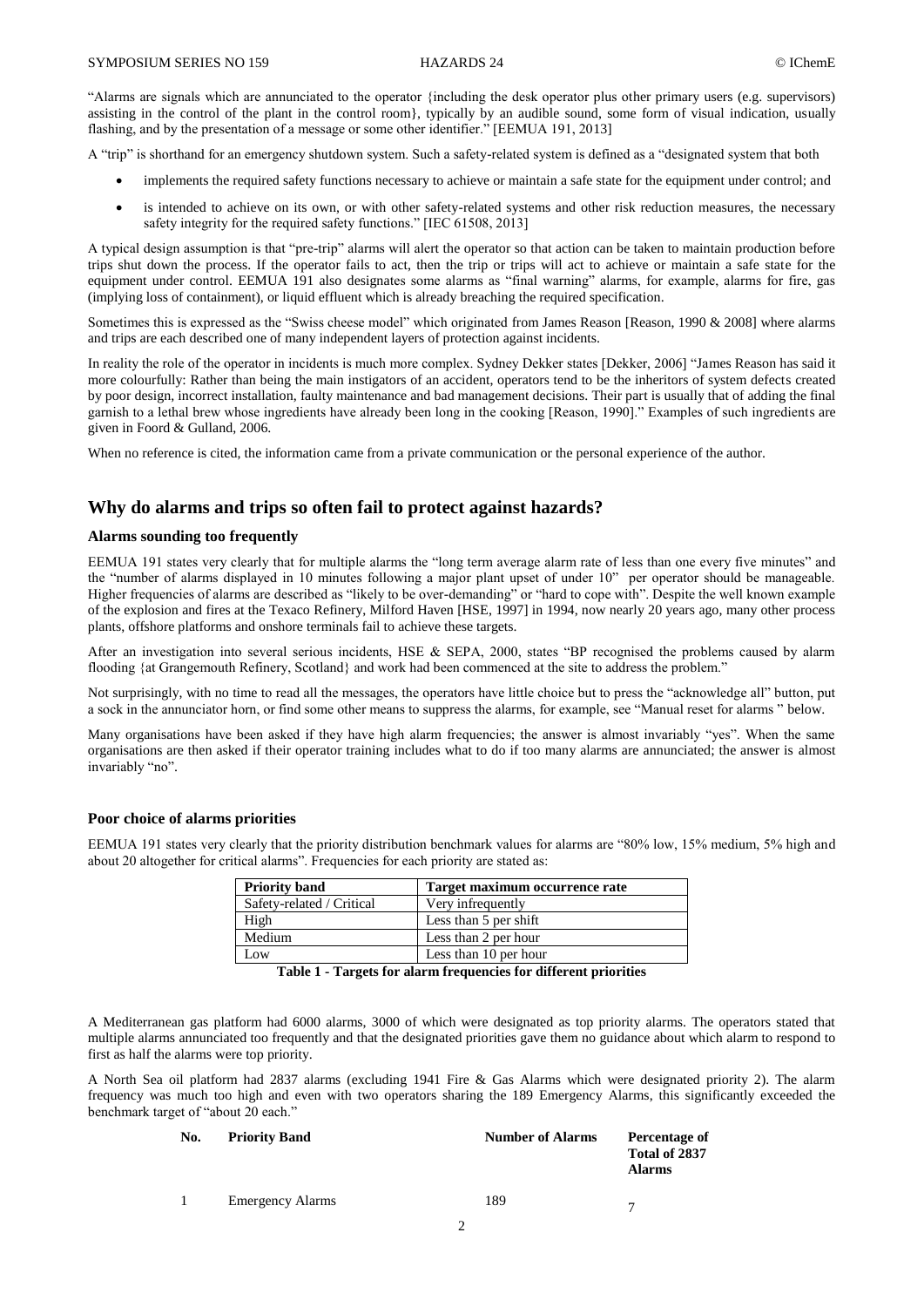"Alarms are signals which are annunciated to the operator {including the desk operator plus other primary users (e.g. supervisors) assisting in the control of the plant in the control room}, typically by an audible sound, some form of visual indication, usually flashing, and by the presentation of a message or some other identifier." [EEMUA 191, 2013]

A "trip" is shorthand for an emergency shutdown system. Such a safety-related system is defined as a "designated system that both

- implements the required safety functions necessary to achieve or maintain a safe state for the equipment under control; and
- is intended to achieve on its own, or with other safety-related systems and other risk reduction measures, the necessary safety integrity for the required safety functions." [IEC 61508, 2013]

A typical design assumption is that "pre-trip" alarms will alert the operator so that action can be taken to maintain production before trips shut down the process. If the operator fails to act, then the trip or trips will act to achieve or maintain a safe state for the equipment under control. EEMUA 191 also designates some alarms as "final warning" alarms, for example, alarms for fire, gas (implying loss of containment), or liquid effluent which is already breaching the required specification.

Sometimes this is expressed as the "Swiss cheese model" which originated from James Reason [Reason, 1990 & 2008] where alarms and trips are each described one of many independent layers of protection against incidents.

In reality the role of the operator in incidents is much more complex. Sydney Dekker states [Dekker, 2006] "James Reason has said it more colourfully: Rather than being the main instigators of an accident, operators tend to be the inheritors of system defects created by poor design, incorrect installation, faulty maintenance and bad management decisions. Their part is usually that of adding the final garnish to a lethal brew whose ingredients have already been long in the cooking [Reason, 1990]." Examples of such ingredients are given in Foord & Gulland, 2006.

When no reference is cited, the information came from a private communication or the personal experience of the author.

## Why do alarms and trips so often fail to protect against hazards?

### Alarms sounding too frequently

EEMUA 191 states very clearly that for multiple alarms the "long term average alarm rate of less than one every five minutes" and the "number of alarms displayed in 10 minutes following a major plant upset of under 10" per operator should be manageable. Higher frequencies of alarms are described as "likely to be over-demanding" or "hard to cope with". Despite the well known example of the explosion and fires at the Texaco Refinery, Milford Haven [HSE, 1997] in 1994, now nearly 20 years ago, many other process plants, offshore platforms and onshore terminals fail to achieve these targets.

After an investigation into several serious incidents, HSE & SEPA, 2000, states "BP recognised the problems caused by alarm flooding {at Grangemouth Refinery, Scotland} and work had been commenced at the site to address the problem."

Not surprisingly, with no time to read all the messages, the operators have little choice but to press the "acknowledge all" button, put a sock in the annunciator horn, or find some other means to suppress the alarms, for example, see "Manual reset for alarms " below.

Many organisations have been asked if they have high alarm frequencies; the answer is almost invariably "yes". When the same organisations are then asked if their operator training includes what to do if too many alarms are annunciated; the answer is almost invariably "no".

### Poor choice of alarms priorities

EEMUA 191 states very clearly that the priority distribution benchmark values for alarms are "80% low, 15% medium, 5% high and about 20 altogether for critical alarms". Frequencies for each priority are stated as:

| Priority band | Target maximum occurrence rate |
|---|---|
| Safety-related / Critical | Very infrequently |
| High | Less than 5 per shift |
| Medium | Less than 2 per hour |
| Low | Less than 10 per hour |

**Table 1 - Targets for alarm frequencies for different priorities**

A Mediterranean gas platform had 6000 alarms, 3000 of which were designated as top priority alarms. The operators stated that multiple alarms annunciated too frequently and that the designated priorities gave them no guidance about which alarm to respond to first as half the alarms were top priority.

A North Sea oil platform had 2837 alarms (excluding 1941 Fire & Gas Alarms which were designated priority 2). The alarm frequency was much too high and even with two operators sharing the 189 Emergency Alarms, this significantly exceeded the benchmark target of "about 20 each."

| No. | Priority Band | Number of Alarms | Percentage of Total of 2837 Alarms |
|---|---|---|---|
| 1 | Emergency Alarms | 189 | 7 |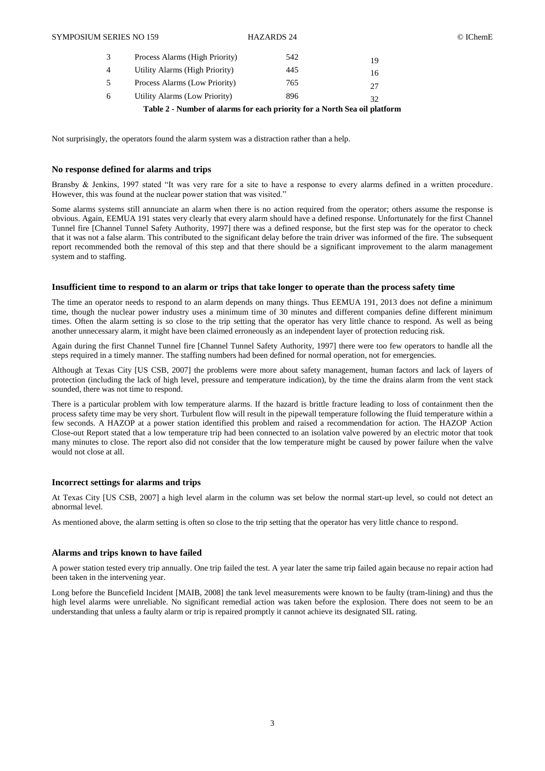| | | | |
|---|---|---|---|
| 3 | Process Alarms (High Priority) | 542 | 19 |
| 4 | Utility Alarms (High Priority) | 445 | 16 |
| 5 | Process Alarms (Low Priority) | 765 | 27 |
| 6 | Utility Alarms (Low Priority) | 896 | 32 |

**Table 2 - Number of alarms for each priority for a North Sea oil platform**

Not surprisingly, the operators found the alarm system was a distraction rather than a help.

### No response defined for alarms and trips

Bransby & Jenkins, 1997 stated "It was very rare for a site to have a response to every alarms defined in a written procedure. However, this was found at the nuclear power station that was visited."

Some alarms systems still annunciate an alarm when there is no action required from the operator; others assume the response is obvious. Again, EEMUA 191 states very clearly that every alarm should have a defined response. Unfortunately for the first Channel Tunnel fire [Channel Tunnel Safety Authority, 1997] there was a defined response, but the first step was for the operator to check that it was not a false alarm. This contributed to the significant delay before the train driver was informed of the fire. The subsequent report recommended both the removal of this step and that there should be a significant improvement to the alarm management system and to staffing.

### Insufficient time to respond to an alarm or trips that take longer to operate than the process safety time

The time an operator needs to respond to an alarm depends on many things. Thus EEMUA 191, 2013 does not define a minimum time, though the nuclear power industry uses a minimum time of 30 minutes and different companies define different minimum times. Often the alarm setting is so close to the trip setting that the operator has very little chance to respond. As well as being another unnecessary alarm, it might have been claimed erroneously as an independent layer of protection reducing risk.

Again during the first Channel Tunnel fire [Channel Tunnel Safety Authority, 1997] there were too few operators to handle all the steps required in a timely manner. The staffing numbers had been defined for normal operation, not for emergencies.

Although at Texas City [US CSB, 2007] the problems were more about safety management, human factors and lack of layers of protection (including the lack of high level, pressure and temperature indication), by the time the drains alarm from the vent stack sounded, there was not time to respond.

There is a particular problem with low temperature alarms. If the hazard is brittle fracture leading to loss of containment then the process safety time may be very short. Turbulent flow will result in the pipewall temperature following the fluid temperature within a few seconds. A HAZOP at a power station identified this problem and raised a recommendation for action. The HAZOP Action Close-out Report stated that a low temperature trip had been connected to an isolation valve powered by an electric motor that took many minutes to close. The report also did not consider that the low temperature might be caused by power failure when the valve would not close at all.

### Incorrect settings for alarms and trips

At Texas City [US CSB, 2007] a high level alarm in the column was set below the normal start-up level, so could not detect an abnormal level.

As mentioned above, the alarm setting is often so close to the trip setting that the operator has very little chance to respond.

### Alarms and trips known to have failed

A power station tested every trip annually. One trip failed the test. A year later the same trip failed again because no repair action had been taken in the intervening year.

Long before the Buncefield Incident [MAIB, 2008] the tank level measurements were known to be faulty (tram-lining) and thus the high level alarms were unreliable. No significant remedial action was taken before the explosion. There does not seem to be an understanding that unless a faulty alarm or trip is repaired promptly it cannot achieve its designated SIL rating.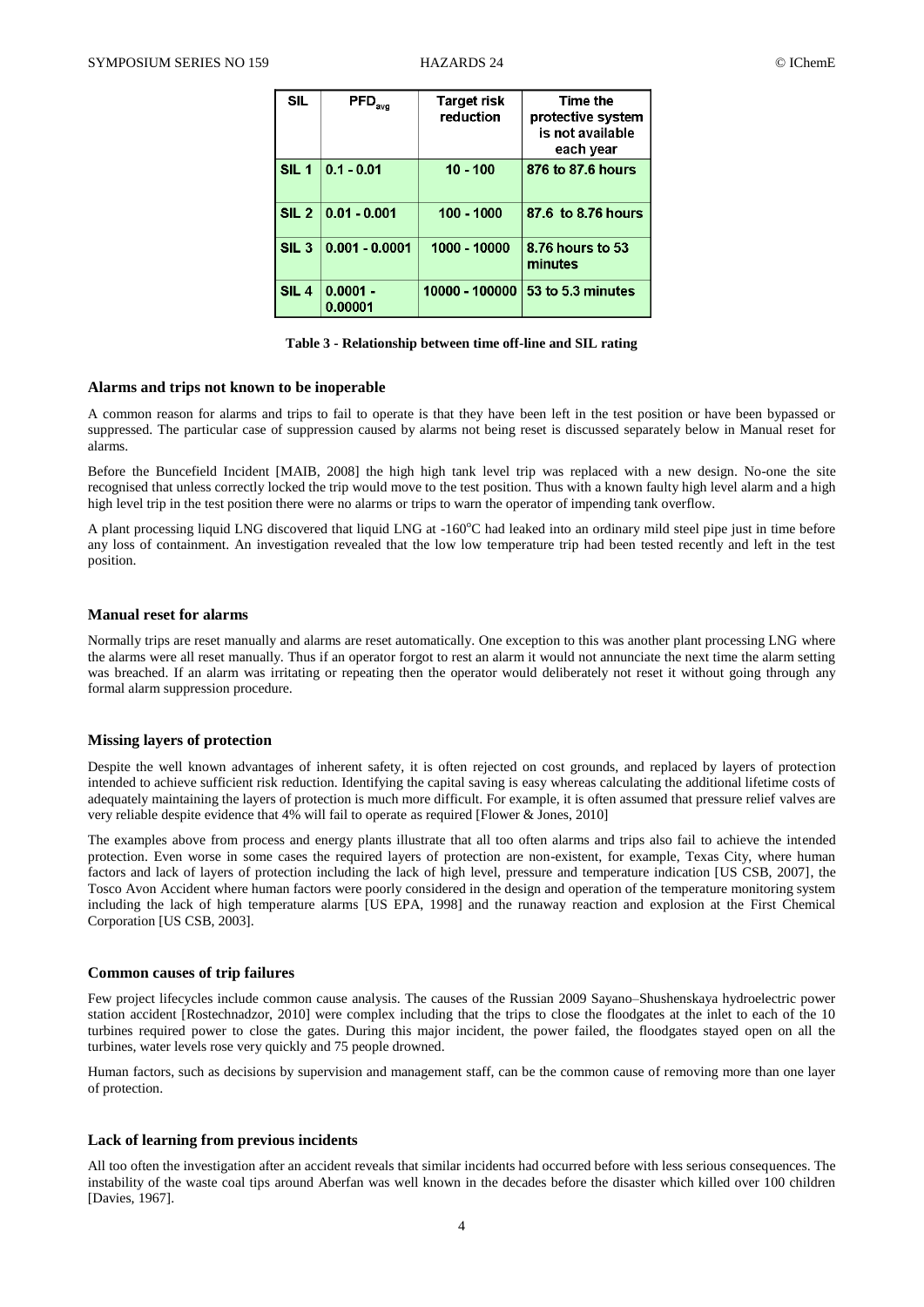| SIL | $PFD_{avg}$ | Target risk reduction | Time the protective system is not available each year |
|---|---|---|---|
| SIL 1 | 0.1 - 0.01 | 10 - 100 | 876 to 87.6 hours |
| SIL 2 | 0.01 - 0.001 | 100 - 1000 | 87.6 to 8.76 hours |
| SIL 3 | 0.001 - 0.0001 | 1000 - 10000 | 8.76 hours to 53 minutes |
| SIL 4 | 0.0001 - 0.00001 | 10000 - 100000 | 53 to 5.3 minutes |

**Table 3 - Relationship between time off-line and SIL rating**

### Alarms and trips not known to be inoperable

A common reason for alarms and trips to fail to operate is that they have been left in the test position or have been bypassed or suppressed. The particular case of suppression caused by alarms not being reset is discussed separately below in Manual reset for alarms.

Before the Buncefield Incident [MAIB, 2008] the high high tank level trip was replaced with a new design. No-one the site recognised that unless correctly locked the trip would move to the test position. Thus with a known faulty high level alarm and a high high level trip in the test position there were no alarms or trips to warn the operator of impending tank overflow.

A plant processing liquid LNG discovered that liquid LNG at -160°C had leaked into an ordinary mild steel pipe just in time before any loss of containment. An investigation revealed that the low low temperature trip had been tested recently and left in the test position.

### Manual reset for alarms

Normally trips are reset manually and alarms are reset automatically. One exception to this was another plant processing LNG where the alarms were all reset manually. Thus if an operator forgot to rest an alarm it would not annunciate the next time the alarm setting was breached. If an alarm was irritating or repeating then the operator would deliberately not reset it without going through any formal alarm suppression procedure.

### Missing layers of protection

Despite the well known advantages of inherent safety, it is often rejected on cost grounds, and replaced by layers of protection intended to achieve sufficient risk reduction. Identifying the capital saving is easy whereas calculating the additional lifetime costs of adequately maintaining the layers of protection is much more difficult. For example, it is often assumed that pressure relief valves are very reliable despite evidence that 4% will fail to operate as required [Flower & Jones, 2010]

The examples above from process and energy plants illustrate that all too often alarms and trips also fail to achieve the intended protection. Even worse in some cases the required layers of protection are non-existent, for example, Texas City, where human factors and lack of layers of protection including the lack of high level, pressure and temperature indication [US CSB, 2007], the Tosco Avon Accident where human factors were poorly considered in the design and operation of the temperature monitoring system including the lack of high temperature alarms [US EPA, 1998] and the runaway reaction and explosion at the First Chemical Corporation [US CSB, 2003].

### Common causes of trip failures

Few project lifecycles include common cause analysis. The causes of the Russian 2009 Sayano–Shushenskaya hydroelectric power station accident [Rostechnadzor, 2010] were complex including that the trips to close the floodgates at the inlet to each of the 10 turbines required power to close the gates. During this major incident, the power failed, the floodgates stayed open on all the turbines, water levels rose very quickly and 75 people drowned.

Human factors, such as decisions by supervision and management staff, can be the common cause of removing more than one layer of protection.

### Lack of learning from previous incidents

All too often the investigation after an accident reveals that similar incidents had occurred before with less serious consequences. The instability of the waste coal tips around Aberfan was well known in the decades before the disaster which killed over 100 children [Davies, 1967].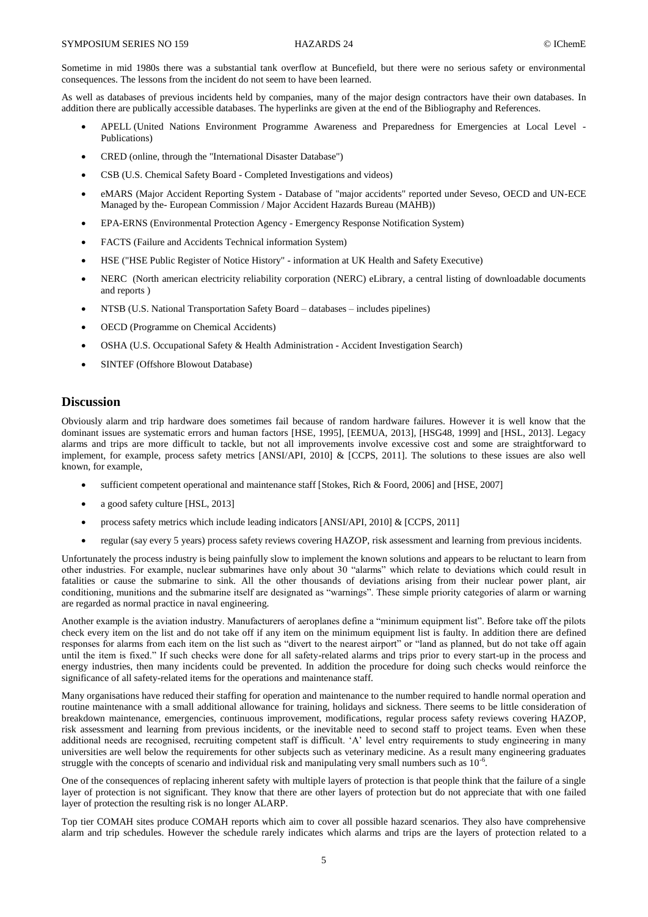Sometime in mid 1980s there was a substantial tank overflow at Buncefield, but there were no serious safety or environmental consequences. The lessons from the incident do not seem to have been learned.

As well as databases of previous incidents held by companies, many of the major design contractors have their own databases. In addition there are publically accessible databases. The hyperlinks are given at the end of the Bibliography and References.

- APELL (United Nations Environment Programme Awareness and Preparedness for Emergencies at Local Level - Publications)
- CRED (online, through the "International Disaster Database")
- CSB (U.S. Chemical Safety Board - Completed Investigations and videos)
- eMARS (Major Accident Reporting System - Database of "major accidents" reported under Seveso, OECD and UN-ECE Managed by the- European Commission / Major Accident Hazards Bureau (MAHB))
- EPA-ERNS (Environmental Protection Agency - Emergency Response Notification System)
- FACTS (Failure and Accidents Technical information System)
- HSE ("HSE Public Register of Notice History" - information at UK Health and Safety Executive)
- NERC (North american electricity reliability corporation (NERC) eLibrary, a central listing of downloadable documents and reports )
- NTSB (U.S. National Transportation Safety Board – databases – includes pipelines)
- OECD (Programme on Chemical Accidents)
- OSHA (U.S. Occupational Safety & Health Administration - Accident Investigation Search)
- SINTEF (Offshore Blowout Database)

## Discussion

Obviously alarm and trip hardware does sometimes fail because of random hardware failures. However it is well know that the dominant issues are systematic errors and human factors [HSE, 1995], [EEMUA, 2013], [HSG48, 1999] and [HSL, 2013]. Legacy alarms and trips are more difficult to tackle, but not all improvements involve excessive cost and some are straightforward to implement, for example, process safety metrics [ANSI/API, 2010] & [CCPS, 2011]. The solutions to these issues are also well known, for example,

- sufficient competent operational and maintenance staff [Stokes, Rich & Foord, 2006] and [HSE, 2007]
- a good safety culture [HSL, 2013]
- process safety metrics which include leading indicators [ANSI/API, 2010] & [CCPS, 2011]
- regular (say every 5 years) process safety reviews covering HAZOP, risk assessment and learning from previous incidents.

Unfortunately the process industry is being painfully slow to implement the known solutions and appears to be reluctant to learn from other industries. For example, nuclear submarines have only about 30 "alarms" which relate to deviations which could result in fatalities or cause the submarine to sink. All the other thousands of deviations arising from their nuclear power plant, air conditioning, munitions and the submarine itself are designated as "warnings". These simple priority categories of alarm or warning are regarded as normal practice in naval engineering.

Another example is the aviation industry. Manufacturers of aeroplanes define a "minimum equipment list". Before take off the pilots check every item on the list and do not take off if any item on the minimum equipment list is faulty. In addition there are defined responses for alarms from each item on the list such as "divert to the nearest airport" or "land as planned, but do not take off again until the item is fixed." If such checks were done for all safety-related alarms and trips prior to every start-up in the process and energy industries, then many incidents could be prevented. In addition the procedure for doing such checks would reinforce the significance of all safety-related items for the operations and maintenance staff.

Many organisations have reduced their staffing for operation and maintenance to the number required to handle normal operation and routine maintenance with a small additional allowance for training, holidays and sickness. There seems to be little consideration of breakdown maintenance, emergencies, continuous improvement, modifications, regular process safety reviews covering HAZOP, risk assessment and learning from previous incidents, or the inevitable need to second staff to project teams. Even when these additional needs are recognised, recruiting competent staff is difficult. 'A' level entry requirements to study engineering in many universities are well below the requirements for other subjects such as veterinary medicine. As a result many engineering graduates struggle with the concepts of scenario and individual risk and manipulating very small numbers such as $10^{-6}$.

One of the consequences of replacing inherent safety with multiple layers of protection is that people think that the failure of a single layer of protection is not significant. They know that there are other layers of protection but do not appreciate that with one failed layer of protection the resulting risk is no longer ALARP.

Top tier COMAH sites produce COMAH reports which aim to cover all possible hazard scenarios. They also have comprehensive alarm and trip schedules. However the schedule rarely indicates which alarms and trips are the layers of protection related to a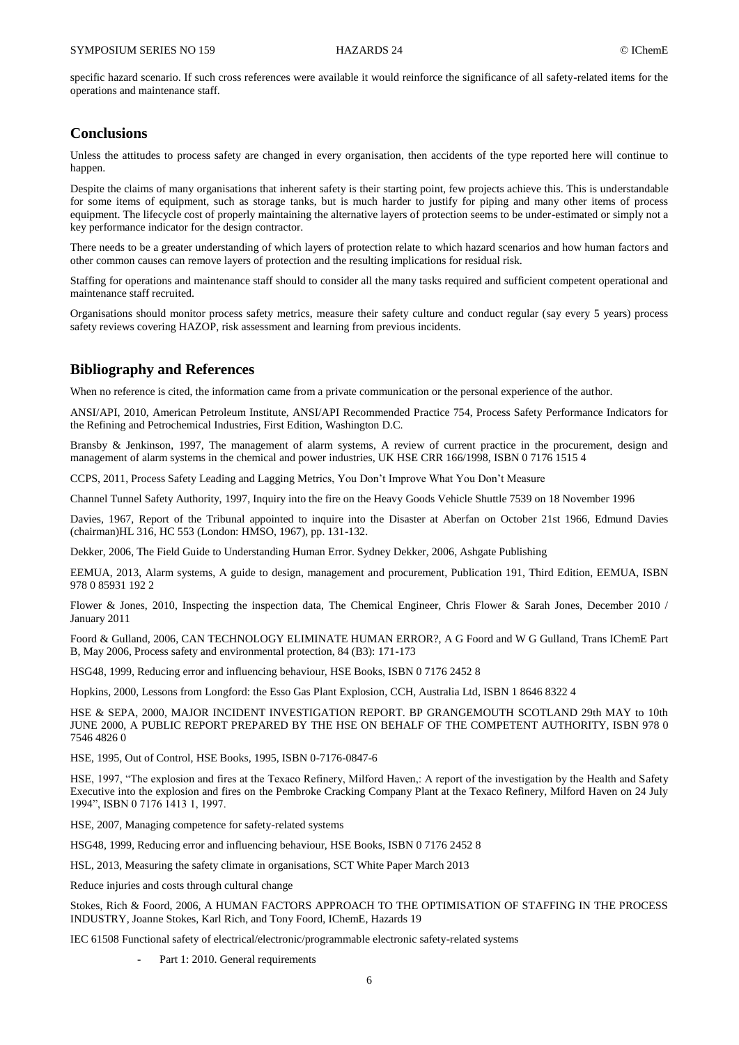specific hazard scenario. If such cross references were available it would reinforce the significance of all safety-related items for the operations and maintenance staff.

## Conclusions

Unless the attitudes to process safety are changed in every organisation, then accidents of the type reported here will continue to happen.

Despite the claims of many organisations that inherent safety is their starting point, few projects achieve this. This is understandable for some items of equipment, such as storage tanks, but is much harder to justify for piping and many other items of process equipment. The lifecycle cost of properly maintaining the alternative layers of protection seems to be under-estimated or simply not a key performance indicator for the design contractor.

There needs to be a greater understanding of which layers of protection relate to which hazard scenarios and how human factors and other common causes can remove layers of protection and the resulting implications for residual risk.

Staffing for operations and maintenance staff should to consider all the many tasks required and sufficient competent operational and maintenance staff recruited.

Organisations should monitor process safety metrics, measure their safety culture and conduct regular (say every 5 years) process safety reviews covering HAZOP, risk assessment and learning from previous incidents.

## Bibliography and References

When no reference is cited, the information came from a private communication or the personal experience of the author.

ANSI/API, 2010, American Petroleum Institute, ANSI/API Recommended Practice 754, Process Safety Performance Indicators for the Refining and Petrochemical Industries, First Edition, Washington D.C.

Bransby & Jenkinson, 1997, The management of alarm systems, A review of current practice in the procurement, design and management of alarm systems in the chemical and power industries, UK HSE CRR 166/1998, ISBN 0 7176 1515 4

CCPS, 2011, Process Safety Leading and Lagging Metrics, You Don't Improve What You Don't Measure

Channel Tunnel Safety Authority, 1997, Inquiry into the fire on the Heavy Goods Vehicle Shuttle 7539 on 18 November 1996

Davies, 1967, Report of the Tribunal appointed to inquire into the Disaster at Aberfan on October 21st 1966, Edmund Davies (chairman)HL 316, HC 553 (London: HMSO, 1967), pp. 131-132.

Dekker, 2006, The Field Guide to Understanding Human Error. Sydney Dekker, 2006, Ashgate Publishing

EEMUA, 2013, Alarm systems, A guide to design, management and procurement, Publication 191, Third Edition, EEMUA, ISBN 978 0 85931 192 2

Flower & Jones, 2010, Inspecting the inspection data, The Chemical Engineer, Chris Flower & Sarah Jones, December 2010 / January 2011

Foord & Gulland, 2006, CAN TECHNOLOGY ELIMINATE HUMAN ERROR?, A G Foord and W G Gulland, Trans IChemE Part B, May 2006, Process safety and environmental protection, 84 (B3): 171-173

HSG48, 1999, Reducing error and influencing behaviour, HSE Books, ISBN 0 7176 2452 8

Hopkins, 2000, Lessons from Longford: the Esso Gas Plant Explosion, CCH, Australia Ltd, ISBN 1 8646 8322 4

HSE & SEPA, 2000, MAJOR INCIDENT INVESTIGATION REPORT. BP GRANGEMOUTH SCOTLAND 29th MAY to 10th JUNE 2000, A PUBLIC REPORT PREPARED BY THE HSE ON BEHALF OF THE COMPETENT AUTHORITY, ISBN 978 0 7546 4826 0

HSE, 1995, Out of Control, HSE Books, 1995, ISBN 0-7176-0847-6

HSE, 1997, "The explosion and fires at the Texaco Refinery, Milford Haven,: A report of the investigation by the Health and Safety Executive into the explosion and fires on the Pembroke Cracking Company Plant at the Texaco Refinery, Milford Haven on 24 July 1994", ISBN 0 7176 1413 1, 1997.

HSE, 2007, Managing competence for safety-related systems

HSG48, 1999, Reducing error and influencing behaviour, HSE Books, ISBN 0 7176 2452 8

HSL, 2013, Measuring the safety climate in organisations, SCT White Paper March 2013

Reduce injuries and costs through cultural change

Stokes, Rich & Foord, 2006, A HUMAN FACTORS APPROACH TO THE OPTIMISATION OF STAFFING IN THE PROCESS INDUSTRY, Joanne Stokes, Karl Rich, and Tony Foord, IChemE, Hazards 19

IEC 61508 Functional safety of electrical/electronic/programmable electronic safety-related systems

- Part 1: 2010. General requirements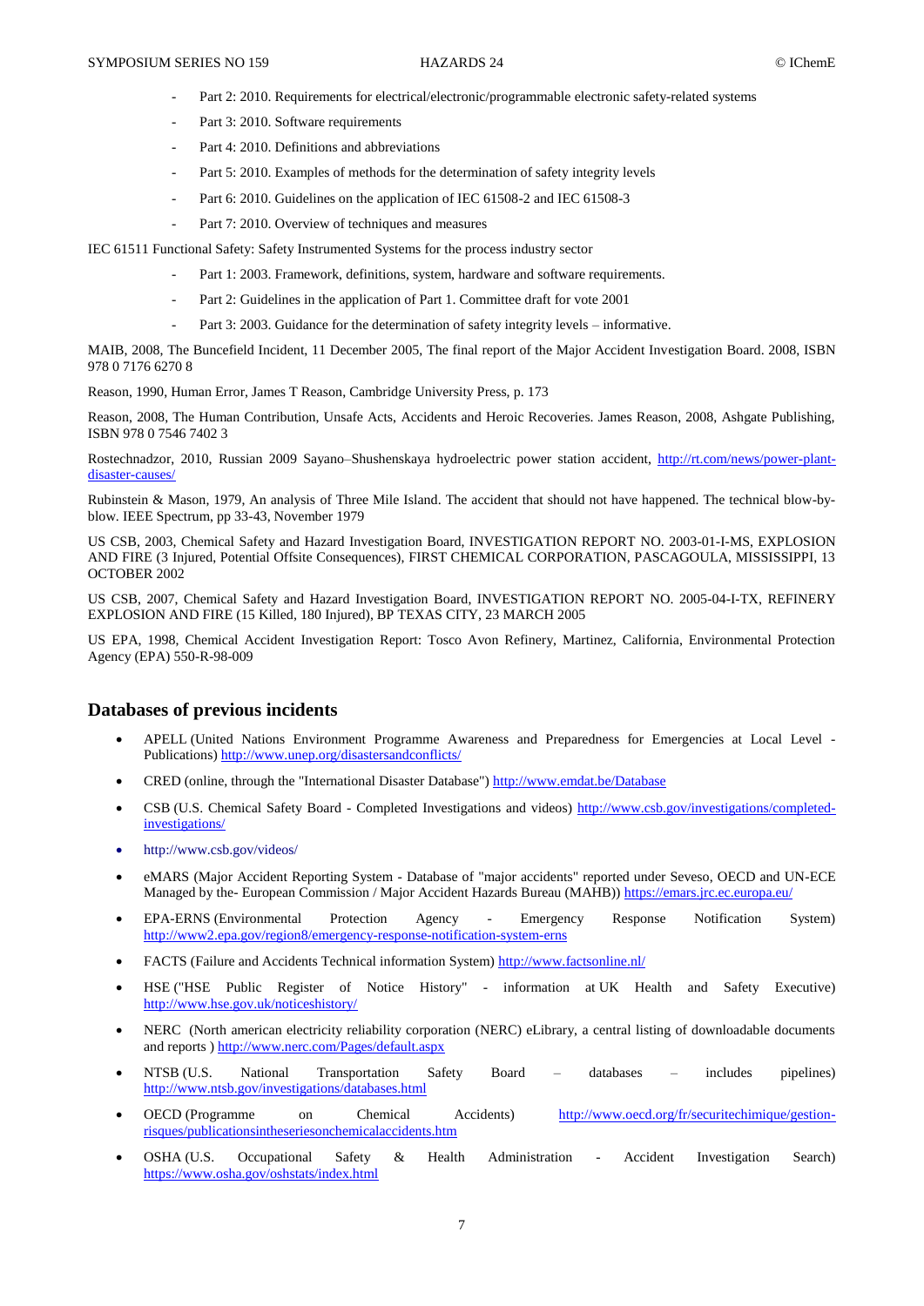- Part 2: 2010. Requirements for electrical/electronic/programmable electronic safety-related systems
- Part 3: 2010. Software requirements
- Part 4: 2010. Definitions and abbreviations
- Part 5: 2010. Examples of methods for the determination of safety integrity levels
- Part 6: 2010. Guidelines on the application of IEC 61508-2 and IEC 61508-3
- Part 7: 2010. Overview of techniques and measures

IEC 61511 Functional Safety: Safety Instrumented Systems for the process industry sector

- Part 1: 2003. Framework, definitions, system, hardware and software requirements.
- Part 2: Guidelines in the application of Part 1. Committee draft for vote 2001
- Part 3: 2003. Guidance for the determination of safety integrity levels – informative.

MAIB, 2008, The Buncefield Incident, 11 December 2005, The final report of the Major Accident Investigation Board. 2008, ISBN 978 0 7176 6270 8

Reason, 1990, Human Error, James T Reason, Cambridge University Press, p. 173

Reason, 2008, The Human Contribution, Unsafe Acts, Accidents and Heroic Recoveries. James Reason, 2008, Ashgate Publishing, ISBN 978 0 7546 7402 3

Rostechnadzor, 2010, Russian 2009 Sayano–Shushenskaya hydroelectric power station accident, http://rt.com/news/power-plant-disaster-causes/

Rubinstein & Mason, 1979, An analysis of Three Mile Island. The accident that should not have happened. The technical blow-by-blow. IEEE Spectrum, pp 33-43, November 1979

US CSB, 2003, Chemical Safety and Hazard Investigation Board, INVESTIGATION REPORT NO. 2003-01-I-MS, EXPLOSION AND FIRE (3 Injured, Potential Offsite Consequences), FIRST CHEMICAL CORPORATION, PASCAGOULA, MISSISSIPPI, 13 OCTOBER 2002

US CSB, 2007, Chemical Safety and Hazard Investigation Board, INVESTIGATION REPORT NO. 2005-04-I-TX, REFINERY EXPLOSION AND FIRE (15 Killed, 180 Injured), BP TEXAS CITY, 23 MARCH 2005

US EPA, 1998, Chemical Accident Investigation Report: Tosco Avon Refinery, Martinez, California, Environmental Protection Agency (EPA) 550-R-98-009

## Databases of previous incidents

- APELL (United Nations Environment Programme Awareness and Preparedness for Emergencies at Local Level - Publications) http://www.unep.org/disastersandconflicts/
- CRED (online, through the "International Disaster Database") http://www.emdat.be/Database
- CSB (U.S. Chemical Safety Board - Completed Investigations and videos) http://www.csb.gov/investigations/completed-investigations/
- http://www.csb.gov/videos/
- eMARS (Major Accident Reporting System - Database of "major accidents" reported under Seveso, OECD and UN-ECE Managed by the- European Commission / Major Accident Hazards Bureau (MAHB)) https://emars.jrc.ec.europa.eu/
- EPA-ERNS (Environmental Protection Agency - Emergency Response Notification System) http://www2.epa.gov/region8/emergency-response-notification-system-erns
- FACTS (Failure and Accidents Technical information System) http://www.factsonline.nl/
- HSE ("HSE Public Register of Notice History" - information at UK Health and Safety Executive) http://www.hse.gov.uk/noticeshistory/
- NERC (North american electricity reliability corporation (NERC) eLibrary, a central listing of downloadable documents and reports ) http://www.nerc.com/Pages/default.aspx
- NTSB (U.S. National Transportation Safety Board – databases – includes pipelines) http://www.ntsb.gov/investigations/databases.html
- OECD (Programme on Chemical Accidents) http://www.oecd.org/fr/securitechimique/gestion-risques/publicationsintheseriesonchemicalaccidents.htm
- OSHA (U.S. Occupational Safety & Health Administration - Accident Investigation Search) https://www.osha.gov/oshstats/index.html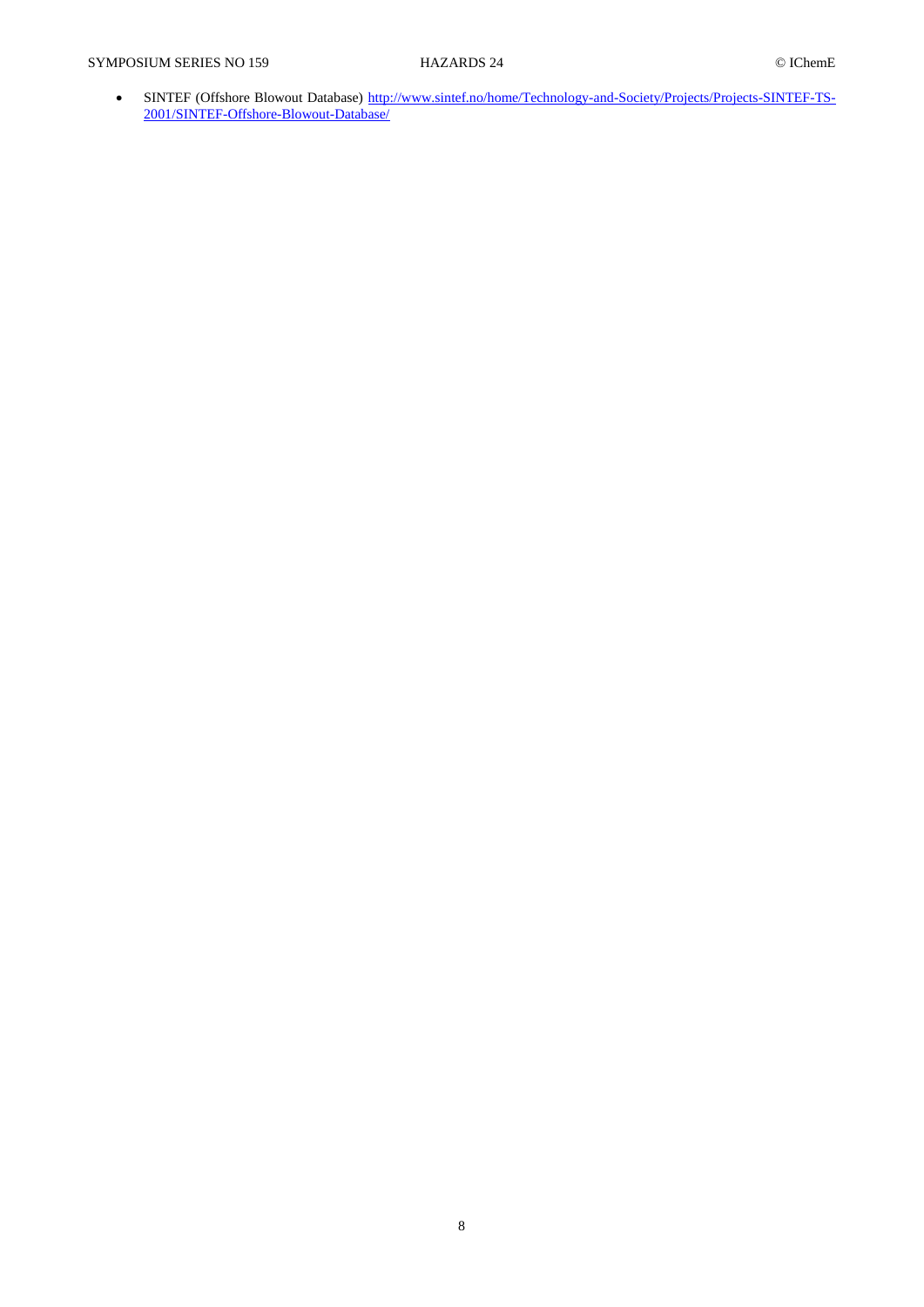- SINTEF (Offshore Blowout Database) http://www.sintef.no/home/Technology-and-Society/Projects/Projects-SINTEF-TS-2001/SINTEF-Offshore-Blowout-Database/